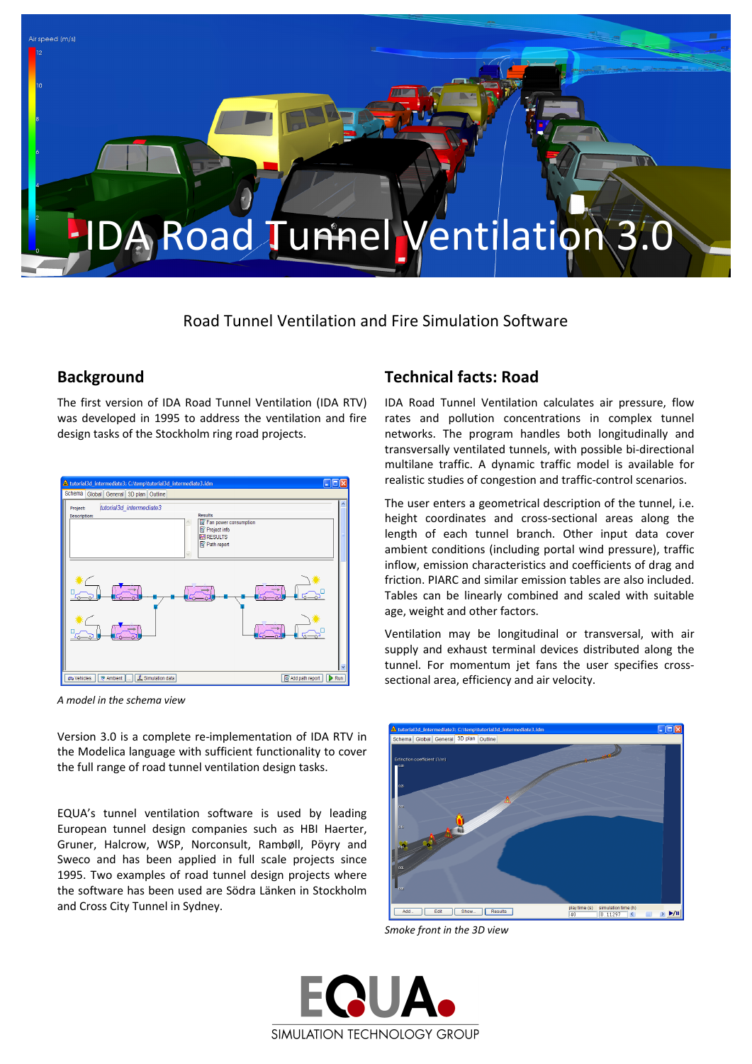# IDA Road Tunnel Ventilation 3.0

Road Tunnel Ventilation and Fire Simulation Software

## Background

The first version of IDA Road Tunnel Ventilation (IDA RTV) was developed in 1995 to address the ventilation and fire design tasks of the Stockholm ring road projects.

*A model in the schema view*

Version 3.0 is a complete re-implementation of IDA RTV in the Modelica language with sufficient functionality to cover the full range of road tunnel ventilation design tasks.

EQUA's tunnel ventilation software is used by leading European tunnel design companies such as HBI Haerter, Gruner, Halcrow, WSP, Norconsult, Rambøll, Pöyry and Sweco and has been applied in full scale projects since 1995. Two examples of road tunnel design projects where the software has been used are Södra Länken in Stockholm and Cross City Tunnel in Sydney.

## Technical facts: Road

IDA Road Tunnel Ventilation calculates air pressure, flow rates and pollution concentrations in complex tunnel networks. The program handles both longitudinally and transversally ventilated tunnels, with possible bi-directional multilane traffic. A dynamic traffic model is available for realistic studies of congestion and traffic-control scenarios.

The user enters a geometrical description of the tunnel, i.e. height coordinates and cross-sectional areas along the length of each tunnel branch. Other input data cover ambient conditions (including portal wind pressure), traffic inflow, emission characteristics and coefficients of drag and friction. PIARC and similar emission tables are also included. Tables can be linearly combined and scaled with suitable age, weight and other factors.

Ventilation may be longitudinal or transversal, with air supply and exhaust terminal devices distributed along the tunnel. For momentum jet fans the user specifies cross-sectional area, efficiency and air velocity.

*Smoke front in the 3D view*

EQUA
SIMULATION TECHNOLOGY GROUP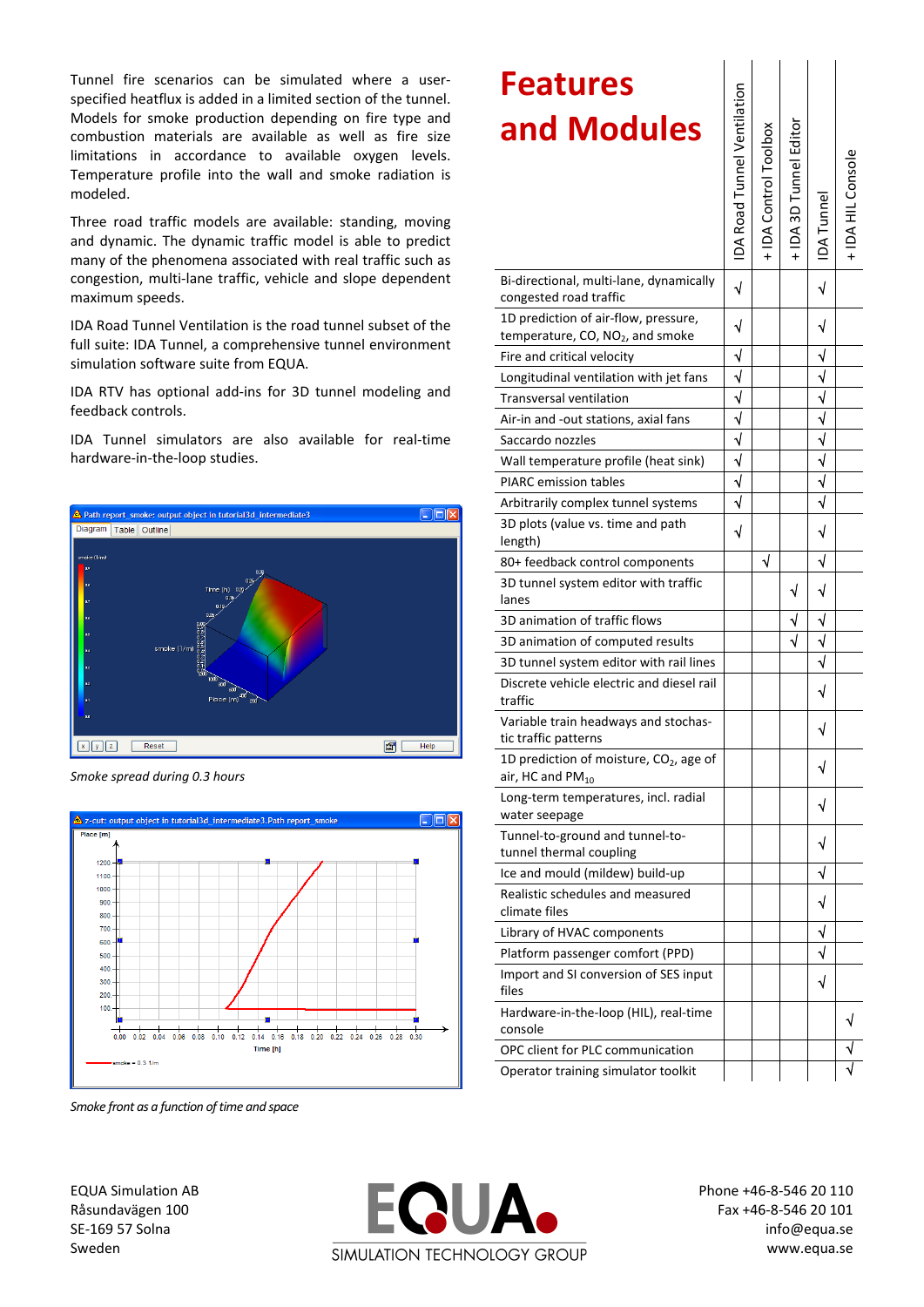Tunnel fire scenarios can be simulated where a user-specified heatflux is added in a limited section of the tunnel. Models for smoke production depending on fire type and combustion materials are available as well as fire size limitations in accordance to available oxygen levels. Temperature profile into the wall and smoke radiation is modeled.

Three road traffic models are available: standing, moving and dynamic. The dynamic traffic model is able to predict many of the phenomena associated with real traffic such as congestion, multi-lane traffic, vehicle and slope dependent maximum speeds.

IDA Road Tunnel Ventilation is the road tunnel subset of the full suite: IDA Tunnel, a comprehensive tunnel environment simulation software suite from EQUA.

IDA RTV has optional add-ins for 3D tunnel modeling and feedback controls.

IDA Tunnel simulators are also available for real-time hardware-in-the-loop studies.

*Smoke spread during 0.3 hours*

*Smoke front as a function of time and space*

# Features and Modules

| | IDA Road Tunnel Ventilation | + IDA Control Toolbox | + IDA 3D Tunnel Editor | IDA Tunnel | + IDA HIL Console |
|---|---|---|---|---|---|
| Bi-directional, multi-lane, dynamically congested road traffic | √ | | | √ | |
| 1D prediction of air-flow, pressure, temperature, CO, $NO_2$, and smoke | √ | | | √ | |
| Fire and critical velocity | √ | | | √ | |
| Longitudinal ventilation with jet fans | √ | | | √ | |
| Transversal ventilation | √ | | | √ | |
| Air-in and -out stations, axial fans | √ | | | √ | |
| Saccardo nozzles | √ | | | √ | |
| Wall temperature profile (heat sink) | √ | | | √ | |
| PIARC emission tables | √ | | | √ | |
| Arbitrarily complex tunnel systems | √ | | | √ | |
| 3D plots (value vs. time and path length) | √ | | | √ | |
| 80+ feedback control components | | √ | | √ | |
| 3D tunnel system editor with traffic lanes | | | √ | √ | |
| 3D animation of traffic flows | | | √ | √ | |
| 3D animation of computed results | | | √ | √ | |
| 3D tunnel system editor with rail lines | | | | √ | |
| Discrete vehicle electric and diesel rail traffic | | | | √ | |
| Variable train headways and stochastic traffic patterns | | | | √ | |
| 1D prediction of moisture, $CO_2$, age of air, HC and $PM_{10}$ | | | | √ | |
| Long-term temperatures, incl. radial water seepage | | | | √ | |
| Tunnel-to-ground and tunnel-to-tunnel thermal coupling | | | | √ | |
| Ice and mould (mildew) build-up | | | | √ | |
| Realistic schedules and measured climate files | | | | √ | |
| Library of HVAC components | | | | √ | |
| Platform passenger comfort (PPD) | | | | √ | |
| Import and SI conversion of SES input files | | | | √ | |
| Hardware-in-the-loop (HIL), real-time console | | | | | √ |
| OPC client for PLC communication | | | | | √ |
| Operator training simulator toolkit | | | | | √ |

EQUA Simulation AB
Råsundavägen 100
SE-169 57 Solna
Sweden

EQUA
SIMULATION TECHNOLOGY GROUP

Phone +46-8-546 20 110
Fax +46-8-546 20 101
info@equa.se
www.equa.se